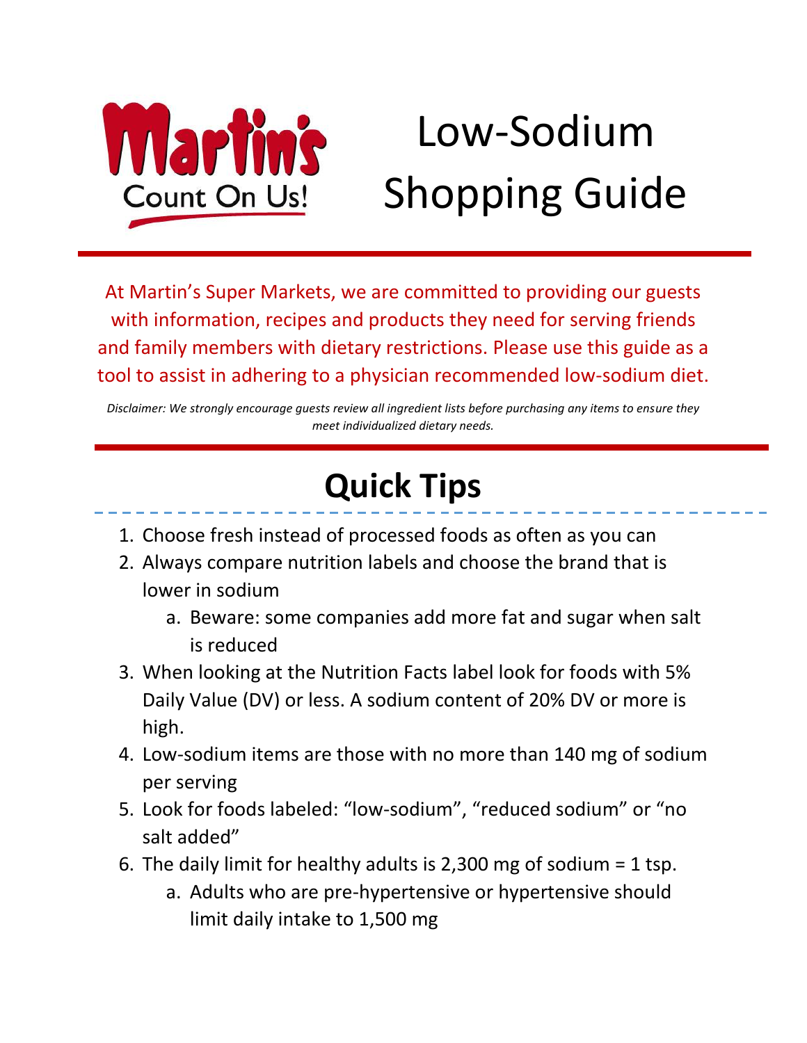Martin's Count On Us!

# Low-Sodium Shopping Guide

At Martin's Super Markets, we are committed to providing our guests with information, recipes and products they need for serving friends and family members with dietary restrictions. Please use this guide as a tool to assist in adhering to a physician recommended low-sodium diet.

*Disclaimer: We strongly encourage guests review all ingredient lists before purchasing any items to ensure they meet individualized dietary needs.*

## Quick Tips

1. Choose fresh instead of processed foods as often as you can
2. Always compare nutrition labels and choose the brand that is lower in sodium
   a. Beware: some companies add more fat and sugar when salt is reduced
3. When looking at the Nutrition Facts label look for foods with 5% Daily Value (DV) or less. A sodium content of 20% DV or more is high.
4. Low-sodium items are those with no more than 140 mg of sodium per serving
5. Look for foods labeled: "low-sodium", "reduced sodium" or "no salt added"
6. The daily limit for healthy adults is 2,300 mg of sodium = 1 tsp.
   a. Adults who are pre-hypertensive or hypertensive should limit daily intake to 1,500 mg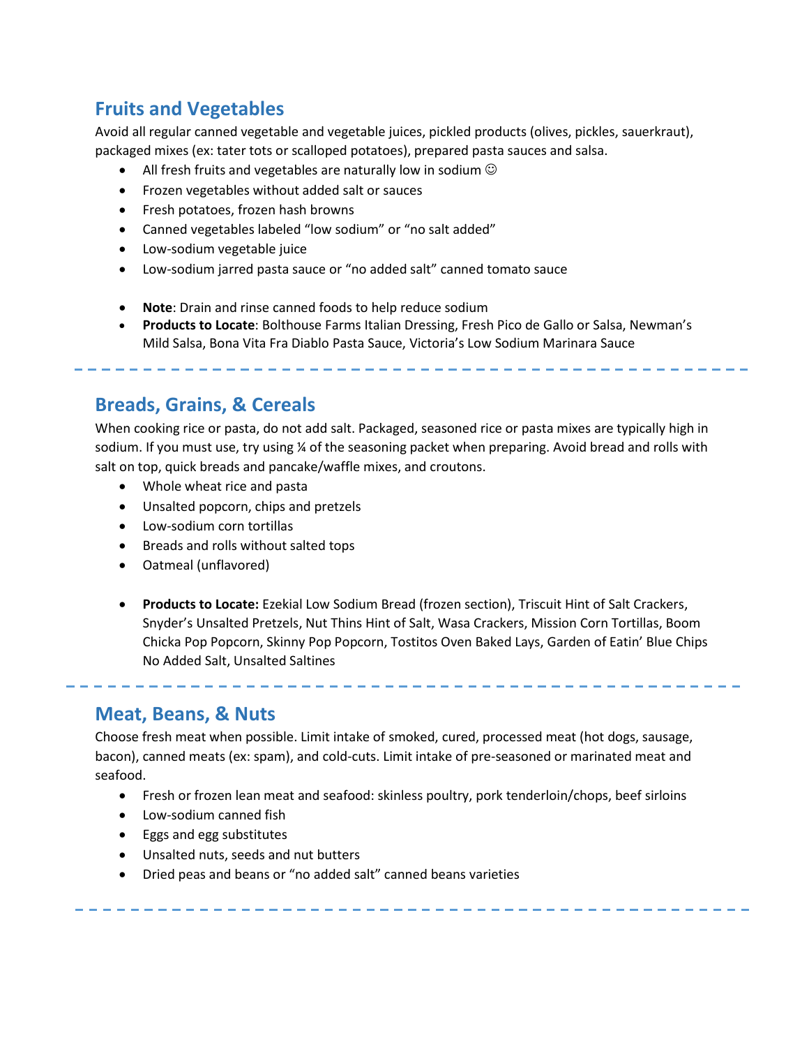## Fruits and Vegetables

Avoid all regular canned vegetable and vegetable juices, pickled products (olives, pickles, sauerkraut), packaged mixes (ex: tater tots or scalloped potatoes), prepared pasta sauces and salsa.

- All fresh fruits and vegetables are naturally low in sodium ☺
- Frozen vegetables without added salt or sauces
- Fresh potatoes, frozen hash browns
- Canned vegetables labeled "low sodium" or "no salt added"
- Low-sodium vegetable juice
- Low-sodium jarred pasta sauce or "no added salt" canned tomato sauce

- **Note**: Drain and rinse canned foods to help reduce sodium
- **Products to Locate**: Bolthouse Farms Italian Dressing, Fresh Pico de Gallo or Salsa, Newman's Mild Salsa, Bona Vita Fra Diablo Pasta Sauce, Victoria's Low Sodium Marinara Sauce

---

## Breads, Grains, & Cereals

When cooking rice or pasta, do not add salt. Packaged, seasoned rice or pasta mixes are typically high in sodium. If you must use, try using ¼ of the seasoning packet when preparing. Avoid bread and rolls with salt on top, quick breads and pancake/waffle mixes, and croutons.

- Whole wheat rice and pasta
- Unsalted popcorn, chips and pretzels
- Low-sodium corn tortillas
- Breads and rolls without salted tops
- Oatmeal (unflavored)

- **Products to Locate:** Ezekial Low Sodium Bread (frozen section), Triscuit Hint of Salt Crackers, Snyder's Unsalted Pretzels, Nut Thins Hint of Salt, Wasa Crackers, Mission Corn Tortillas, Boom Chicka Pop Popcorn, Skinny Pop Popcorn, Tostitos Oven Baked Lays, Garden of Eatin' Blue Chips No Added Salt, Unsalted Saltines

---

## Meat, Beans, & Nuts

Choose fresh meat when possible. Limit intake of smoked, cured, processed meat (hot dogs, sausage, bacon), canned meats (ex: spam), and cold-cuts. Limit intake of pre-seasoned or marinated meat and seafood.

- Fresh or frozen lean meat and seafood: skinless poultry, pork tenderloin/chops, beef sirloins
- Low-sodium canned fish
- Eggs and egg substitutes
- Unsalted nuts, seeds and nut butters
- Dried peas and beans or "no added salt" canned beans varieties

---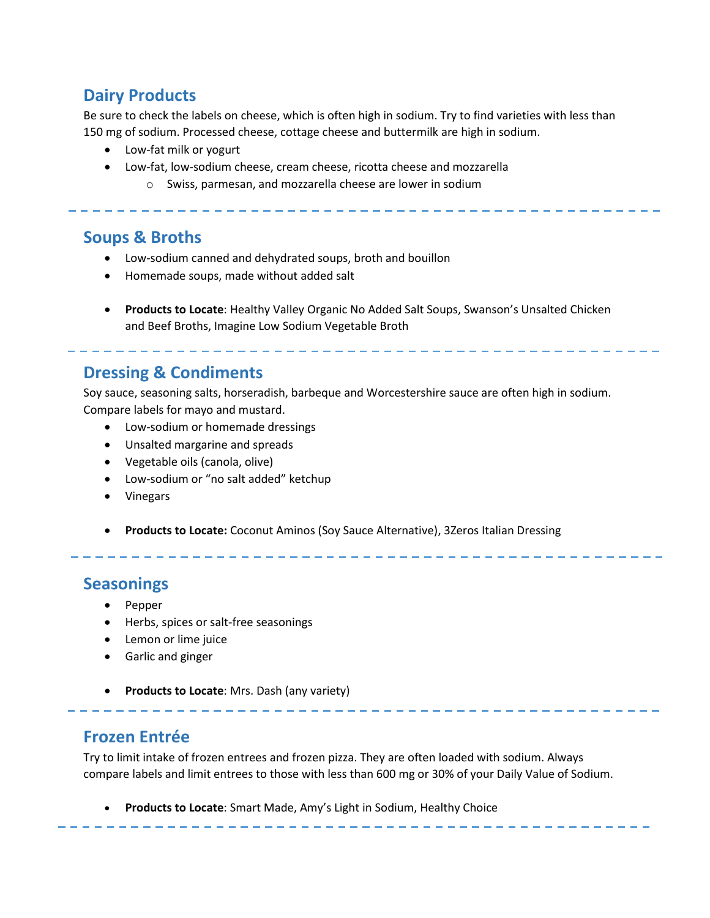## Dairy Products

Be sure to check the labels on cheese, which is often high in sodium. Try to find varieties with less than 150 mg of sodium. Processed cheese, cottage cheese and buttermilk are high in sodium.

- Low-fat milk or yogurt
- Low-fat, low-sodium cheese, cream cheese, ricotta cheese and mozzarella
  - Swiss, parmesan, and mozzarella cheese are lower in sodium

---

## Soups & Broths

- Low-sodium canned and dehydrated soups, broth and bouillon
- Homemade soups, made without added salt

- **Products to Locate**: Healthy Valley Organic No Added Salt Soups, Swanson's Unsalted Chicken and Beef Broths, Imagine Low Sodium Vegetable Broth

---

## Dressing & Condiments

Soy sauce, seasoning salts, horseradish, barbeque and Worcestershire sauce are often high in sodium. Compare labels for mayo and mustard.

- Low-sodium or homemade dressings
- Unsalted margarine and spreads
- Vegetable oils (canola, olive)
- Low-sodium or "no salt added" ketchup
- Vinegars

- **Products to Locate:** Coconut Aminos (Soy Sauce Alternative), 3Zeros Italian Dressing

---

## Seasonings

- Pepper
- Herbs, spices or salt-free seasonings
- Lemon or lime juice
- Garlic and ginger

- **Products to Locate**: Mrs. Dash (any variety)

---

## Frozen Entrée

Try to limit intake of frozen entrees and frozen pizza. They are often loaded with sodium. Always compare labels and limit entrees to those with less than 600 mg or 30% of your Daily Value of Sodium.

- **Products to Locate**: Smart Made, Amy's Light in Sodium, Healthy Choice

---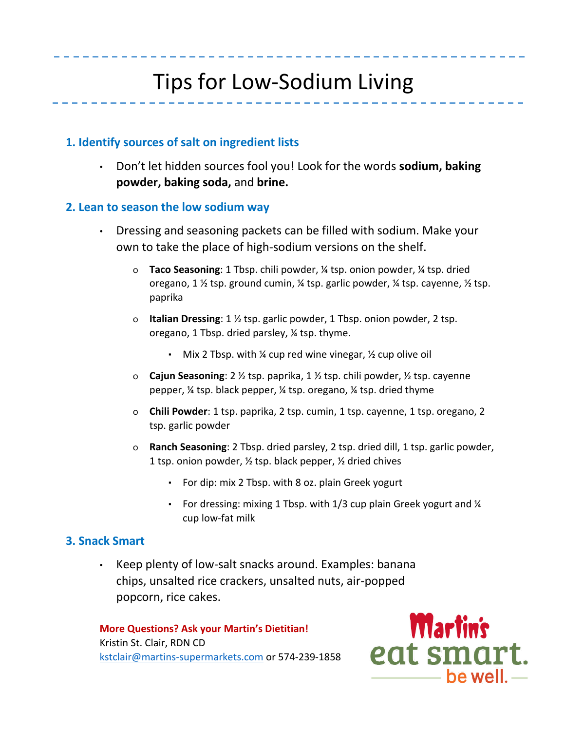# Tips for Low-Sodium Living

## 1. Identify sources of salt on ingredient lists

- Don't let hidden sources fool you! Look for the words **sodium, baking powder, baking soda,** and **brine.**

## 2. Lean to season the low sodium way

- Dressing and seasoning packets can be filled with sodium. Make your own to take the place of high-sodium versions on the shelf.
  - **Taco Seasoning**: 1 Tbsp. chili powder, ¼ tsp. onion powder, ¼ tsp. dried oregano, 1 ½ tsp. ground cumin, ¼ tsp. garlic powder, ¼ tsp. cayenne, ½ tsp. paprika
  - **Italian Dressing**: 1 ½ tsp. garlic powder, 1 Tbsp. onion powder, 2 tsp. oregano, 1 Tbsp. dried parsley, ¼ tsp. thyme.
    - Mix 2 Tbsp. with ¼ cup red wine vinegar, ½ cup olive oil
  - **Cajun Seasoning**: 2 ½ tsp. paprika, 1 ½ tsp. chili powder, ½ tsp. cayenne pepper, ¼ tsp. black pepper, ¼ tsp. oregano, ¼ tsp. dried thyme
  - **Chili Powder**: 1 tsp. paprika, 2 tsp. cumin, 1 tsp. cayenne, 1 tsp. oregano, 2 tsp. garlic powder
  - **Ranch Seasoning**: 2 Tbsp. dried parsley, 2 tsp. dried dill, 1 tsp. garlic powder, 1 tsp. onion powder, ½ tsp. black pepper, ½ dried chives
    - For dip: mix 2 Tbsp. with 8 oz. plain Greek yogurt
    - For dressing: mixing 1 Tbsp. with 1/3 cup plain Greek yogurt and ¼ cup low-fat milk

## 3. Snack Smart

- Keep plenty of low-salt snacks around. Examples: banana chips, unsalted rice crackers, unsalted nuts, air-popped popcorn, rice cakes.

**More Questions? Ask your Martin's Dietitian!**
Kristin St. Clair, RDN CD
kstclair@martins-supermarkets.com or 574-239-1858

Martin's eat smart. be well.